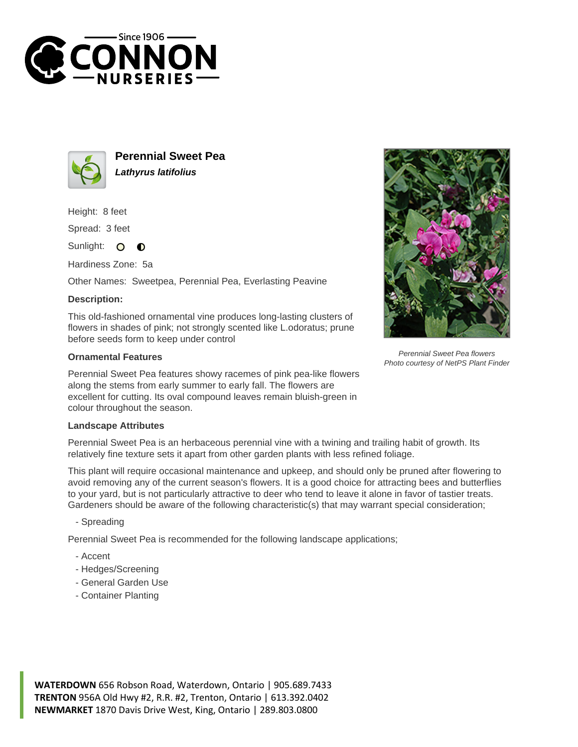# Perennial Sweet Pea

***Lathyrus latifolius***

Height: 8 feet

Spread: 3 feet

Sunlight: ○ ◐

Hardiness Zone: 5a

Other Names: Sweetpea, Perennial Pea, Everlasting Peavine

### Description:

This old-fashioned ornamental vine produces long-lasting clusters of flowers in shades of pink; not strongly scented like L.odoratus; prune before seeds form to keep under control

### Ornamental Features

Perennial Sweet Pea features showy racemes of pink pea-like flowers along the stems from early summer to early fall. The flowers are excellent for cutting. Its oval compound leaves remain bluish-green in colour throughout the season.

*Perennial Sweet Pea flowers*
*Photo courtesy of NetPS Plant Finder*

### Landscape Attributes

Perennial Sweet Pea is an herbaceous perennial vine with a twining and trailing habit of growth. Its relatively fine texture sets it apart from other garden plants with less refined foliage.

This plant will require occasional maintenance and upkeep, and should only be pruned after flowering to avoid removing any of the current season's flowers. It is a good choice for attracting bees and butterflies to your yard, but is not particularly attractive to deer who tend to leave it alone in favor of tastier treats. Gardeners should be aware of the following characteristic(s) that may warrant special consideration;

- Spreading

Perennial Sweet Pea is recommended for the following landscape applications;

- Accent
- Hedges/Screening
- General Garden Use
- Container Planting

**WATERDOWN** 656 Robson Road, Waterdown, Ontario | 905.689.7433
**TRENTON** 956A Old Hwy #2, R.R. #2, Trenton, Ontario | 613.392.0402
**NEWMARKET** 1870 Davis Drive West, King, Ontario | 289.803.0800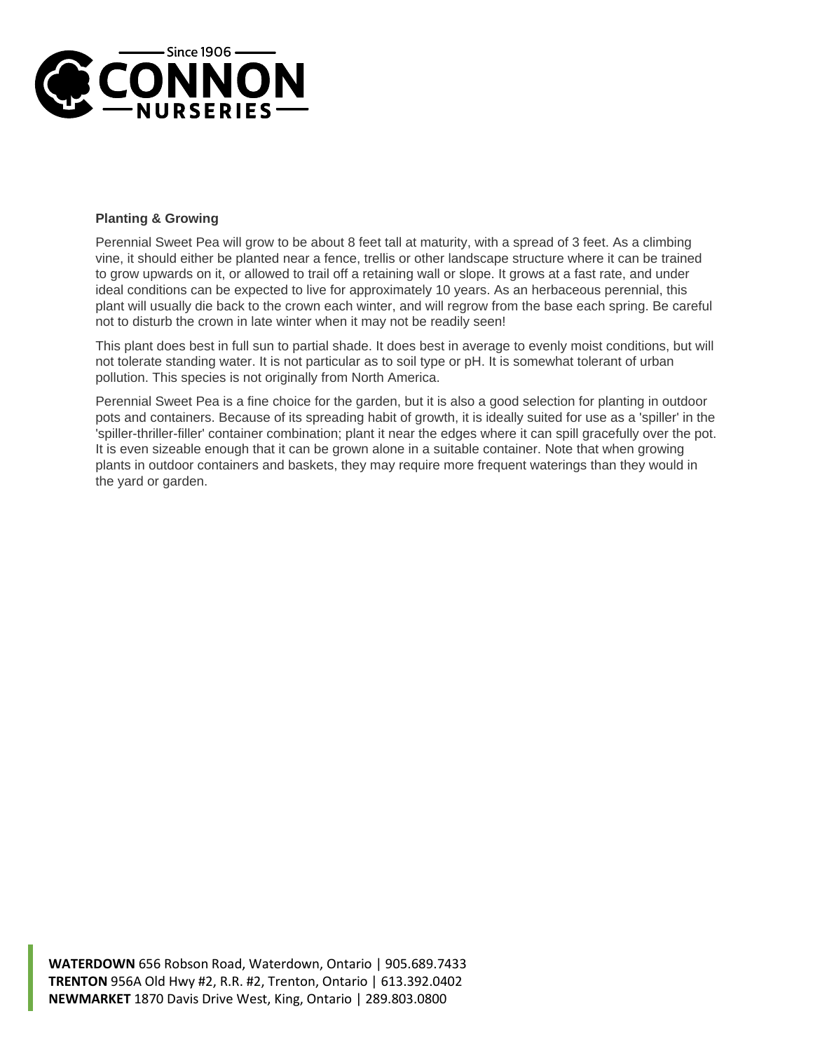### Planting & Growing

Perennial Sweet Pea will grow to be about 8 feet tall at maturity, with a spread of 3 feet. As a climbing vine, it should either be planted near a fence, trellis or other landscape structure where it can be trained to grow upwards on it, or allowed to trail off a retaining wall or slope. It grows at a fast rate, and under ideal conditions can be expected to live for approximately 10 years. As an herbaceous perennial, this plant will usually die back to the crown each winter, and will regrow from the base each spring. Be careful not to disturb the crown in late winter when it may not be readily seen!

This plant does best in full sun to partial shade. It does best in average to evenly moist conditions, but will not tolerate standing water. It is not particular as to soil type or pH. It is somewhat tolerant of urban pollution. This species is not originally from North America.

Perennial Sweet Pea is a fine choice for the garden, but it is also a good selection for planting in outdoor pots and containers. Because of its spreading habit of growth, it is ideally suited for use as a 'spiller' in the 'spiller-thriller-filler' container combination; plant it near the edges where it can spill gracefully over the pot. It is even sizeable enough that it can be grown alone in a suitable container. Note that when growing plants in outdoor containers and baskets, they may require more frequent waterings than they would in the yard or garden.